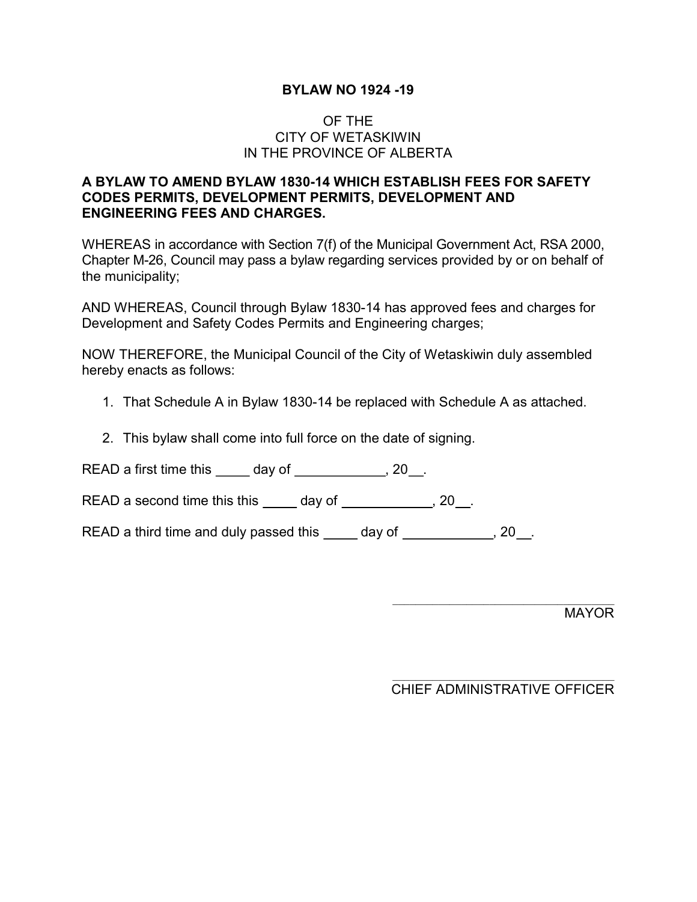# BYLAW NO 1924 -19

OF THE
CITY OF WETASKIWIN
IN THE PROVINCE OF ALBERTA

**A BYLAW TO AMEND BYLAW 1830-14 WHICH ESTABLISH FEES FOR SAFETY CODES PERMITS, DEVELOPMENT PERMITS, DEVELOPMENT AND ENGINEERING FEES AND CHARGES.**

WHEREAS in accordance with Section 7(f) of the Municipal Government Act, RSA 2000, Chapter M-26, Council may pass a bylaw regarding services provided by or on behalf of the municipality;

AND WHEREAS, Council through Bylaw 1830-14 has approved fees and charges for Development and Safety Codes Permits and Engineering charges;

NOW THEREFORE, the Municipal Council of the City of Wetaskiwin duly assembled hereby enacts as follows:

1. That Schedule A in Bylaw 1830-14 be replaced with Schedule A as attached.

2. This bylaw shall come into full force on the date of signing.

READ a first time this _____ day of ____________, 20__.

READ a second time this this _____ day of ____________, 20__.

READ a third time and duly passed this _____ day of ____________, 20__.

_______________________________
MAYOR

_______________________________
CHIEF ADMINISTRATIVE OFFICER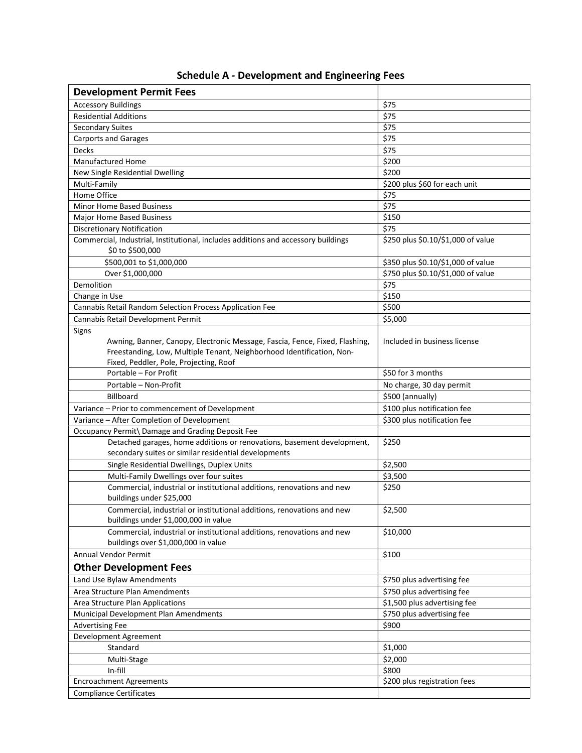## Schedule A - Development and Engineering Fees

| **Development Permit Fees** | |
|---|---|
| Accessory Buildings | $75 |
| Residential Additions | $75 |
| Secondary Suites | $75 |
| Carports and Garages | $75 |
| Decks | $75 |
| Manufactured Home | $200 |
| New Single Residential Dwelling | $200 |
| Multi-Family | $200 plus $60 for each unit |
| Home Office | $75 |
| Minor Home Based Business | $75 |
| Major Home Based Business | $150 |
| Discretionary Notification | $75 |
| Commercial, Industrial, Institutional, includes additions and accessory buildings $0 to $500,000 | $250 plus $0.10/$1,000 of value |
| $500,001 to $1,000,000 | $350 plus $0.10/$1,000 of value |
| Over $1,000,000 | $750 plus $0.10/$1,000 of value |
| Demolition | $75 |
| Change in Use | $150 |
| Cannabis Retail Random Selection Process Application Fee | $500 |
| Cannabis Retail Development Permit | $5,000 |
| Signs<br>Awning, Banner, Canopy, Electronic Message, Fascia, Fence, Fixed, Flashing, Freestanding, Low, Multiple Tenant, Neighborhood Identification, Non-Fixed, Peddler, Pole, Projecting, Roof | Included in business license |
| Portable – For Profit | $50 for 3 months |
| Portable – Non-Profit | No charge, 30 day permit |
| Billboard | $500 (annually) |
| Variance – Prior to commencement of Development | $100 plus notification fee |
| Variance – After Completion of Development | $300 plus notification fee |
| Occupancy Permit\ Damage and Grading Deposit Fee | |
| Detached garages, home additions or renovations, basement development, secondary suites or similar residential developments | $250 |
| Single Residential Dwellings, Duplex Units | $2,500 |
| Multi-Family Dwellings over four suites | $3,500 |
| Commercial, industrial or institutional additions, renovations and new buildings under $25,000 | $250 |
| Commercial, industrial or institutional additions, renovations and new buildings under $1,000,000 in value | $2,500 |
| Commercial, industrial or institutional additions, renovations and new buildings over $1,000,000 in value | $10,000 |
| Annual Vendor Permit | $100 |
| **Other Development Fees** | |
| Land Use Bylaw Amendments | $750 plus advertising fee |
| Area Structure Plan Amendments | $750 plus advertising fee |
| Area Structure Plan Applications | $1,500 plus advertising fee |
| Municipal Development Plan Amendments | $750 plus advertising fee |
| Advertising Fee | $900 |
| Development Agreement | |
| Standard | $1,000 |
| Multi-Stage | $2,000 |
| In-fill | $800 |
| Encroachment Agreements | $200 plus registration fees |
| Compliance Certificates | |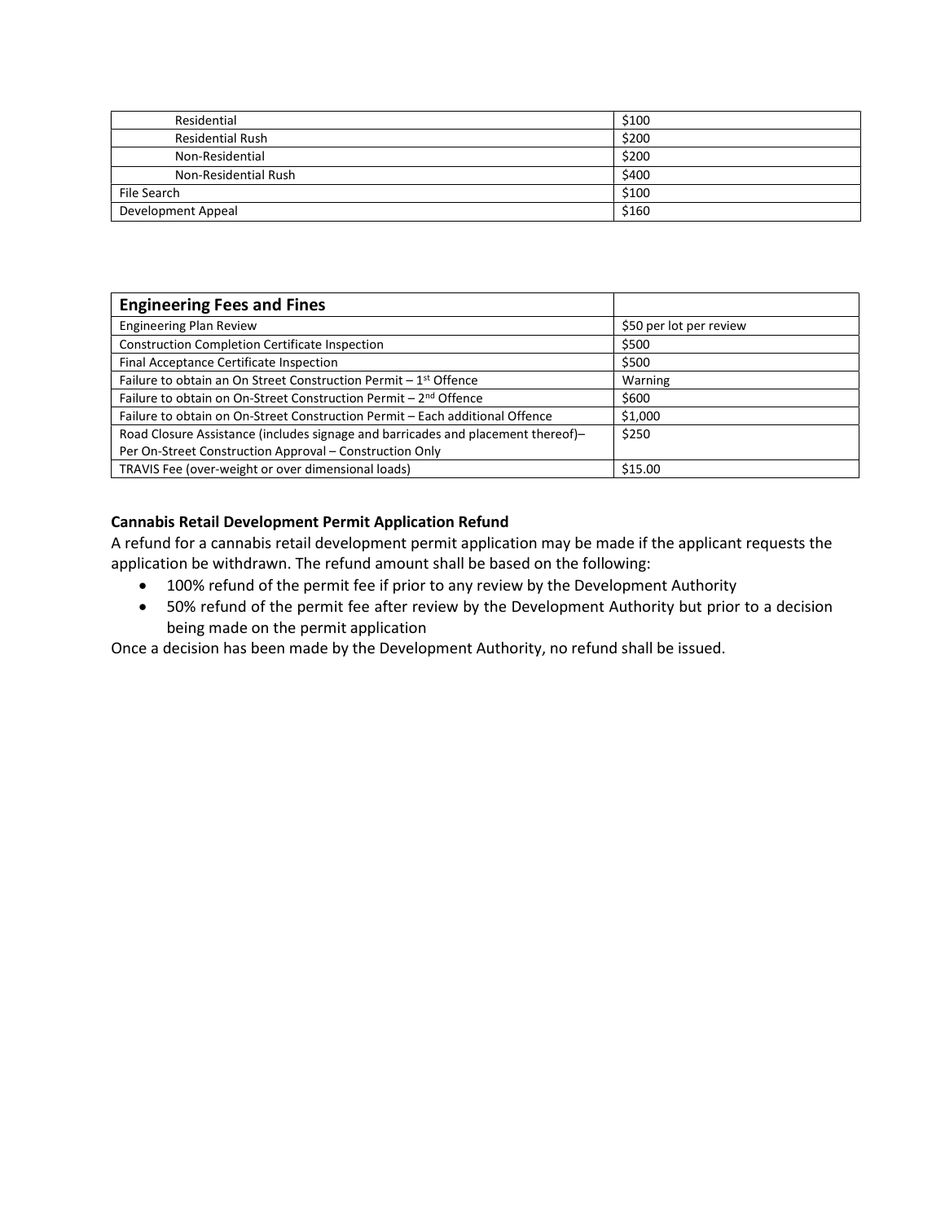| | |
|---|---|
| Residential | $100 |
| Residential Rush | $200 |
| Non-Residential | $200 |
| Non-Residential Rush | $400 |
| File Search | $100 |
| Development Appeal | $160 |

| **Engineering Fees and Fines** | |
|---|---|
| Engineering Plan Review | $50 per lot per review |
| Construction Completion Certificate Inspection | $500 |
| Final Acceptance Certificate Inspection | $500 |
| Failure to obtain an On Street Construction Permit – 1st Offence | Warning |
| Failure to obtain on On-Street Construction Permit – 2nd Offence | $600 |
| Failure to obtain on On-Street Construction Permit – Each additional Offence | $1,000 |
| Road Closure Assistance (includes signage and barricades and placement thereof)– Per On-Street Construction Approval – Construction Only | $250 |
| TRAVIS Fee (over-weight or over dimensional loads) | $15.00 |

**Cannabis Retail Development Permit Application Refund**

A refund for a cannabis retail development permit application may be made if the applicant requests the application be withdrawn. The refund amount shall be based on the following:

- 100% refund of the permit fee if prior to any review by the Development Authority
- 50% refund of the permit fee after review by the Development Authority but prior to a decision being made on the permit application

Once a decision has been made by the Development Authority, no refund shall be issued.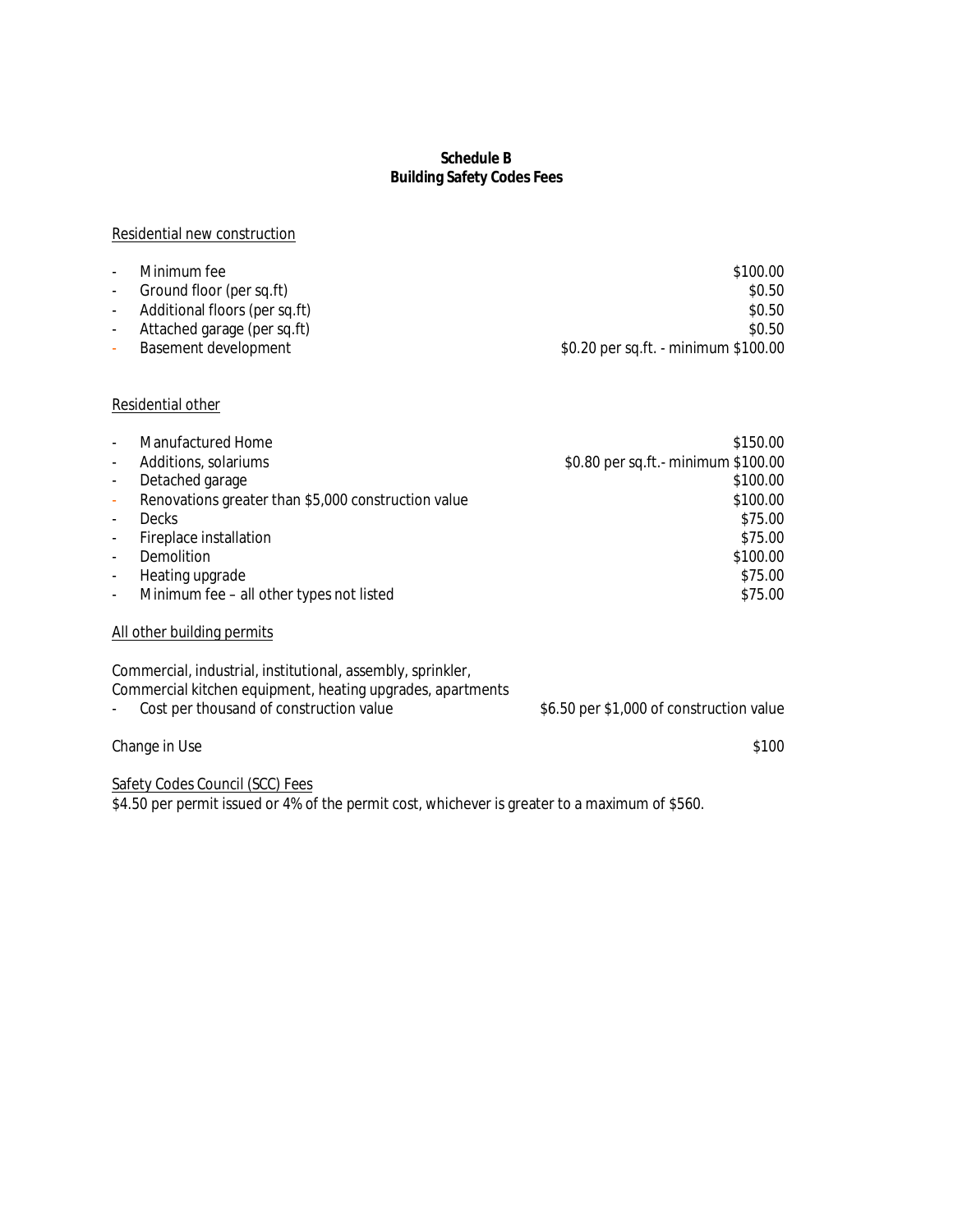**Schedule B**
**Building Safety Codes Fees**

Residential new construction

| Item | Fee |
| --- | --- |
| Minimum fee | $100.00 |
| Ground floor (per sq.ft) | $0.50 |
| Additional floors (per sq.ft) | $0.50 |
| Attached garage (per sq.ft) | $0.50 |
| Basement development | $0.20 per sq.ft. - minimum $100.00 |

Residential other

| Item | Fee |
| --- | --- |
| Manufactured Home | $150.00 |
| Additions, solariums | $0.80 per sq.ft.- minimum $100.00 |
| Detached garage | $100.00 |
| Renovations greater than $5,000 construction value | $100.00 |
| Decks | $75.00 |
| Fireplace installation | $75.00 |
| Demolition | $100.00 |
| Heating upgrade | $75.00 |
| Minimum fee – all other types not listed | $75.00 |

All other building permits

Commercial, industrial, institutional, assembly, sprinkler,
Commercial kitchen equipment, heating upgrades, apartments

| Item | Fee |
| --- | --- |
| Cost per thousand of construction value | $6.50 per $1,000 of construction value |

Change in Use $100

Safety Codes Council (SCC) Fees

$4.50 per permit issued or 4% of the permit cost, whichever is greater to a maximum of $560.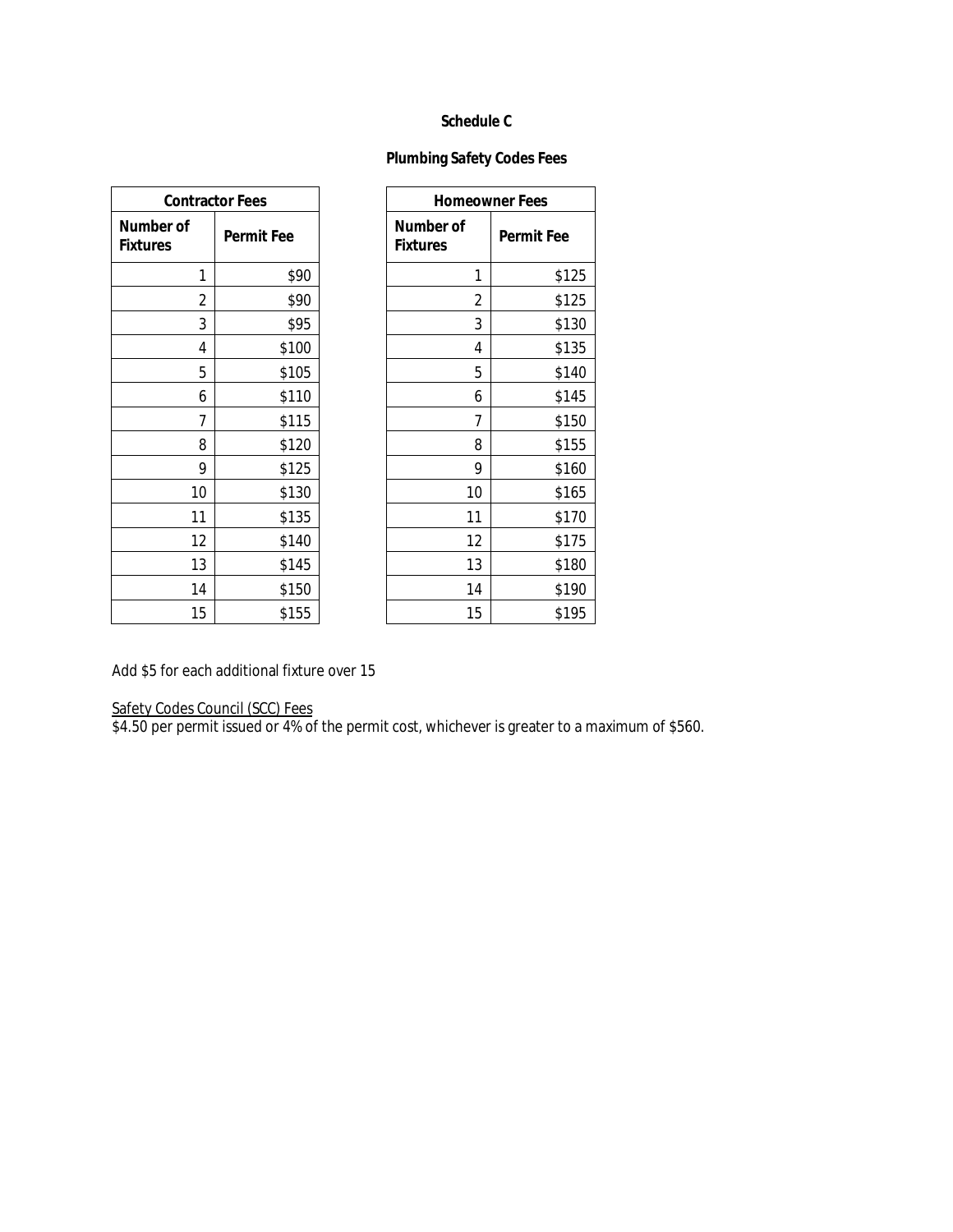## Schedule C

### Plumbing Safety Codes Fees

| Contractor Fees | |
|---|---|
| **Number of Fixtures** | **Permit Fee** |
| 1 | $90 |
| 2 | $90 |
| 3 | $95 |
| 4 | $100 |
| 5 | $105 |
| 6 | $110 |
| 7 | $115 |
| 8 | $120 |
| 9 | $125 |
| 10 | $130 |
| 11 | $135 |
| 12 | $140 |
| 13 | $145 |
| 14 | $150 |
| 15 | $155 |

| Homeowner Fees | |
|---|---|
| **Number of Fixtures** | **Permit Fee** |
| 1 | $125 |
| 2 | $125 |
| 3 | $130 |
| 4 | $135 |
| 5 | $140 |
| 6 | $145 |
| 7 | $150 |
| 8 | $155 |
| 9 | $160 |
| 10 | $165 |
| 11 | $170 |
| 12 | $175 |
| 13 | $180 |
| 14 | $190 |
| 15 | $195 |

Add $5 for each additional fixture over 15

Safety Codes Council (SCC) Fees

$4.50 per permit issued or 4% of the permit cost, whichever is greater to a maximum of $560.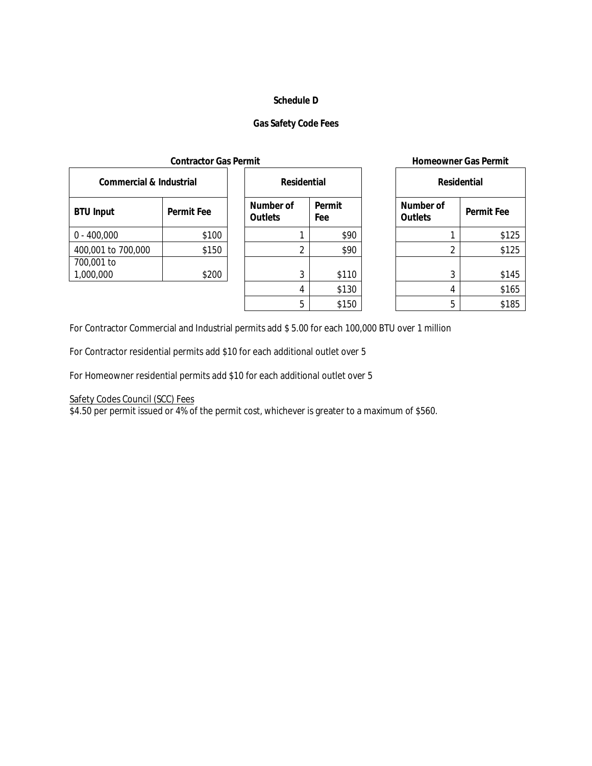**Schedule D**

**Gas Safety Code Fees**

**Contractor Gas Permit**

| Commercial & Industrial | |
|---|---|
| **BTU Input** | **Permit Fee** |
| 0 - 400,000 | $100 |
| 400,001 to 700,000 | $150 |
| 700,001 to 1,000,000 | $200 |

| Residential | |
|---|---|
| **Number of Outlets** | **Permit Fee** |
| 1 | $90 |
| 2 | $90 |
| 3 | $110 |
| 4 | $130 |
| 5 | $150 |

**Homeowner Gas Permit**

| Residential | |
|---|---|
| **Number of Outlets** | **Permit Fee** |
| 1 | $125 |
| 2 | $125 |
| 3 | $145 |
| 4 | $165 |
| 5 | $185 |

For Contractor Commercial and Industrial permits add $ 5.00 for each 100,000 BTU over 1 million

For Contractor residential permits add $10 for each additional outlet over 5

For Homeowner residential permits add $10 for each additional outlet over 5

<u>Safety Codes Council (SCC) Fees</u>
$4.50 per permit issued or 4% of the permit cost, whichever is greater to a maximum of $560.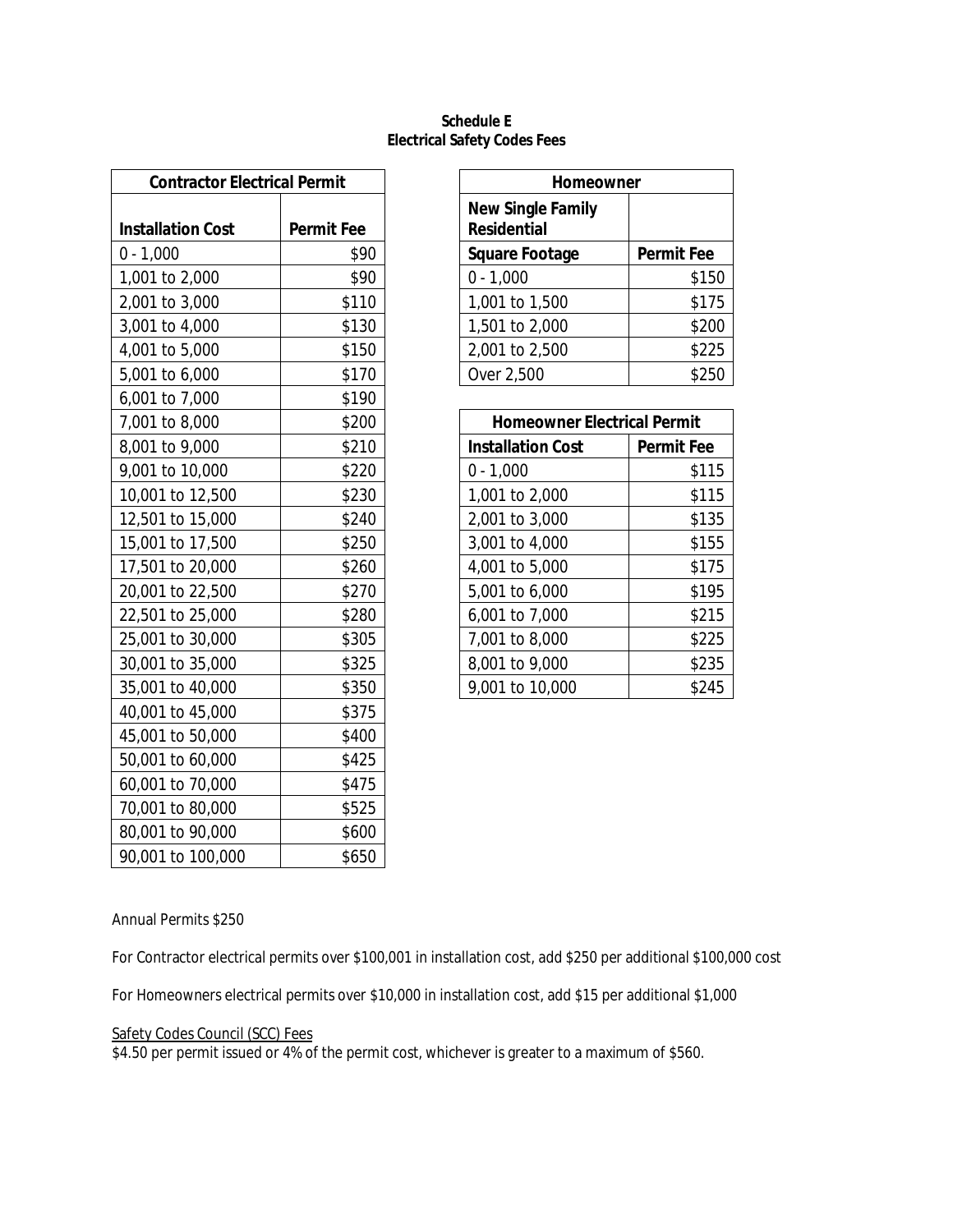**Schedule E**
**Electrical Safety Codes Fees**

| Contractor Electrical Permit | |
|---|---|
| **Installation Cost** | **Permit Fee** |
| 0 - 1,000 | $90 |
| 1,001 to 2,000 | $90 |
| 2,001 to 3,000 | $110 |
| 3,001 to 4,000 | $130 |
| 4,001 to 5,000 | $150 |
| 5,001 to 6,000 | $170 |
| 6,001 to 7,000 | $190 |
| 7,001 to 8,000 | $200 |
| 8,001 to 9,000 | $210 |
| 9,001 to 10,000 | $220 |
| 10,001 to 12,500 | $230 |
| 12,501 to 15,000 | $240 |
| 15,001 to 17,500 | $250 |
| 17,501 to 20,000 | $260 |
| 20,001 to 22,500 | $270 |
| 22,501 to 25,000 | $280 |
| 25,001 to 30,000 | $305 |
| 30,001 to 35,000 | $325 |
| 35,001 to 40,000 | $350 |
| 40,001 to 45,000 | $375 |
| 45,001 to 50,000 | $400 |
| 50,001 to 60,000 | $425 |
| 60,001 to 70,000 | $475 |
| 70,001 to 80,000 | $525 |
| 80,001 to 90,000 | $600 |
| 90,001 to 100,000 | $650 |

| Homeowner | |
|---|---|
| **New Single Family Residential** | |
| **Square Footage** | **Permit Fee** |
| 0 - 1,000 | $150 |
| 1,001 to 1,500 | $175 |
| 1,501 to 2,000 | $200 |
| 2,001 to 2,500 | $225 |
| Over 2,500 | $250 |

| Homeowner Electrical Permit | |
|---|---|
| **Installation Cost** | **Permit Fee** |
| 0 - 1,000 | $115 |
| 1,001 to 2,000 | $115 |
| 2,001 to 3,000 | $135 |
| 3,001 to 4,000 | $155 |
| 4,001 to 5,000 | $175 |
| 5,001 to 6,000 | $195 |
| 6,001 to 7,000 | $215 |
| 7,001 to 8,000 | $225 |
| 8,001 to 9,000 | $235 |
| 9,001 to 10,000 | $245 |

Annual Permits $250

For Contractor electrical permits over $100,001 in installation cost, add $250 per additional $100,000 cost

For Homeowners electrical permits over $10,000 in installation cost, add $15 per additional $1,000

Safety Codes Council (SCC) Fees
$4.50 per permit issued or 4% of the permit cost, whichever is greater to a maximum of $560.